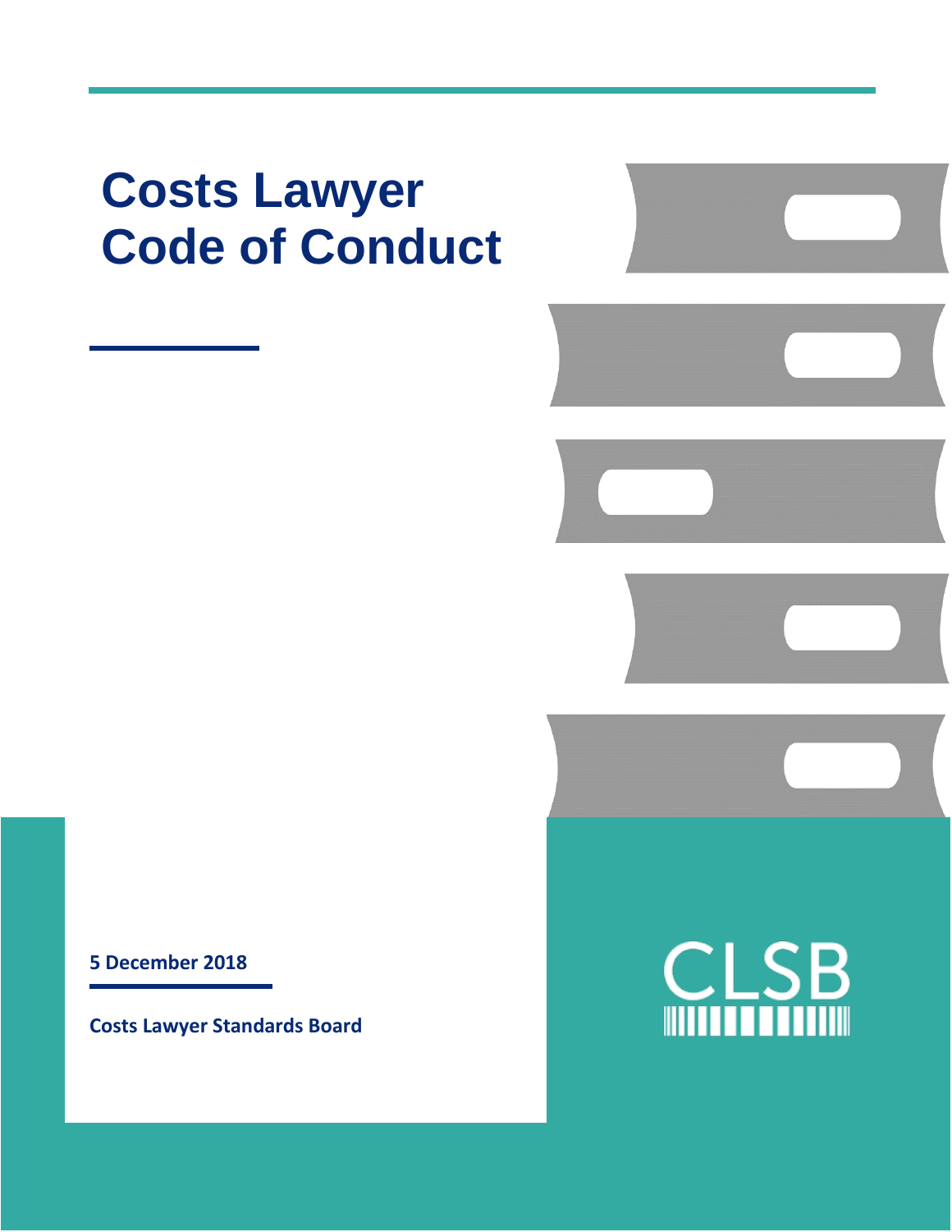# Costs Lawyer Code of Conduct

**5 December 2018**

**Costs Lawyer Standards Board**

CLSB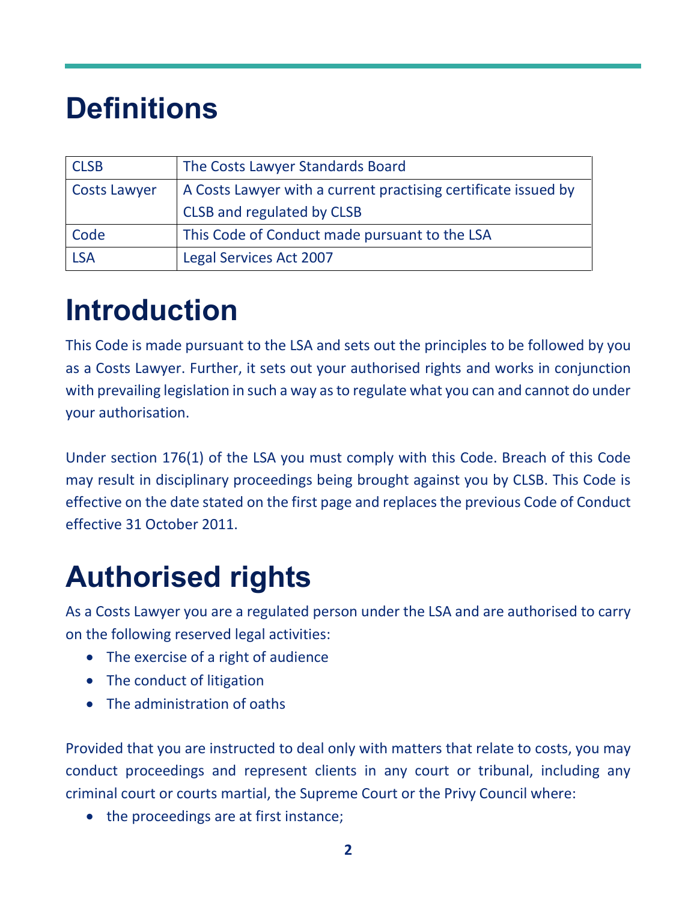# Definitions

| | |
|---|---|
| CLSB | The Costs Lawyer Standards Board |
| Costs Lawyer | A Costs Lawyer with a current practising certificate issued by CLSB and regulated by CLSB |
| Code | This Code of Conduct made pursuant to the LSA |
| LSA | Legal Services Act 2007 |

# Introduction

This Code is made pursuant to the LSA and sets out the principles to be followed by you as a Costs Lawyer. Further, it sets out your authorised rights and works in conjunction with prevailing legislation in such a way as to regulate what you can and cannot do under your authorisation.

Under section 176(1) of the LSA you must comply with this Code. Breach of this Code may result in disciplinary proceedings being brought against you by CLSB. This Code is effective on the date stated on the first page and replaces the previous Code of Conduct effective 31 October 2011.

# Authorised rights

As a Costs Lawyer you are a regulated person under the LSA and are authorised to carry on the following reserved legal activities:

- The exercise of a right of audience
- The conduct of litigation
- The administration of oaths

Provided that you are instructed to deal only with matters that relate to costs, you may conduct proceedings and represent clients in any court or tribunal, including any criminal court or courts martial, the Supreme Court or the Privy Council where:

- the proceedings are at first instance;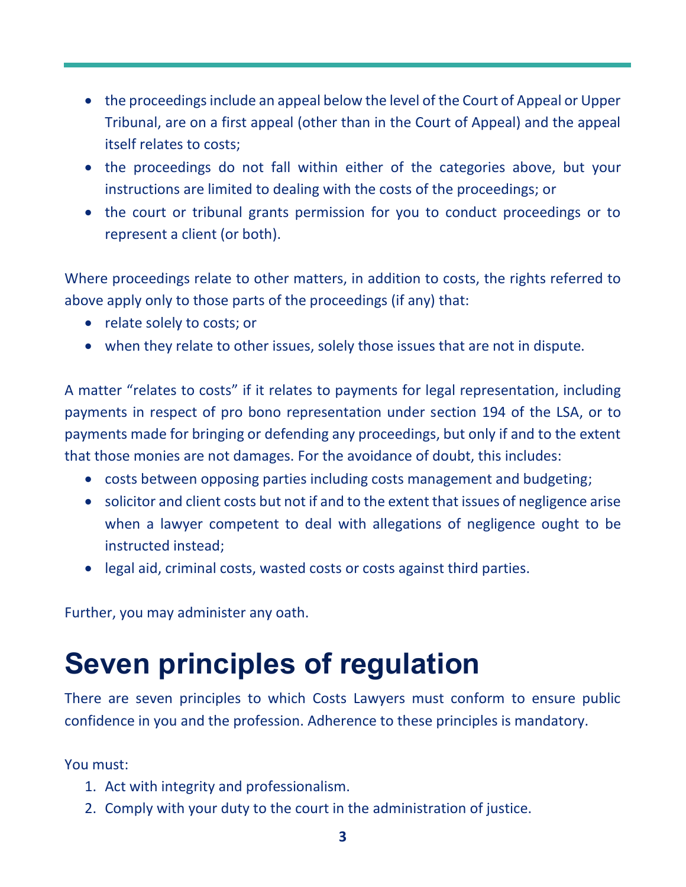- the proceedings include an appeal below the level of the Court of Appeal or Upper Tribunal, are on a first appeal (other than in the Court of Appeal) and the appeal itself relates to costs;
- the proceedings do not fall within either of the categories above, but your instructions are limited to dealing with the costs of the proceedings; or
- the court or tribunal grants permission for you to conduct proceedings or to represent a client (or both).

Where proceedings relate to other matters, in addition to costs, the rights referred to above apply only to those parts of the proceedings (if any) that:

- relate solely to costs; or
- when they relate to other issues, solely those issues that are not in dispute.

A matter "relates to costs" if it relates to payments for legal representation, including payments in respect of pro bono representation under section 194 of the LSA, or to payments made for bringing or defending any proceedings, but only if and to the extent that those monies are not damages. For the avoidance of doubt, this includes:

- costs between opposing parties including costs management and budgeting;
- solicitor and client costs but not if and to the extent that issues of negligence arise when a lawyer competent to deal with allegations of negligence ought to be instructed instead;
- legal aid, criminal costs, wasted costs or costs against third parties.

Further, you may administer any oath.

# Seven principles of regulation

There are seven principles to which Costs Lawyers must conform to ensure public confidence in you and the profession. Adherence to these principles is mandatory.

You must:

1. Act with integrity and professionalism.
2. Comply with your duty to the court in the administration of justice.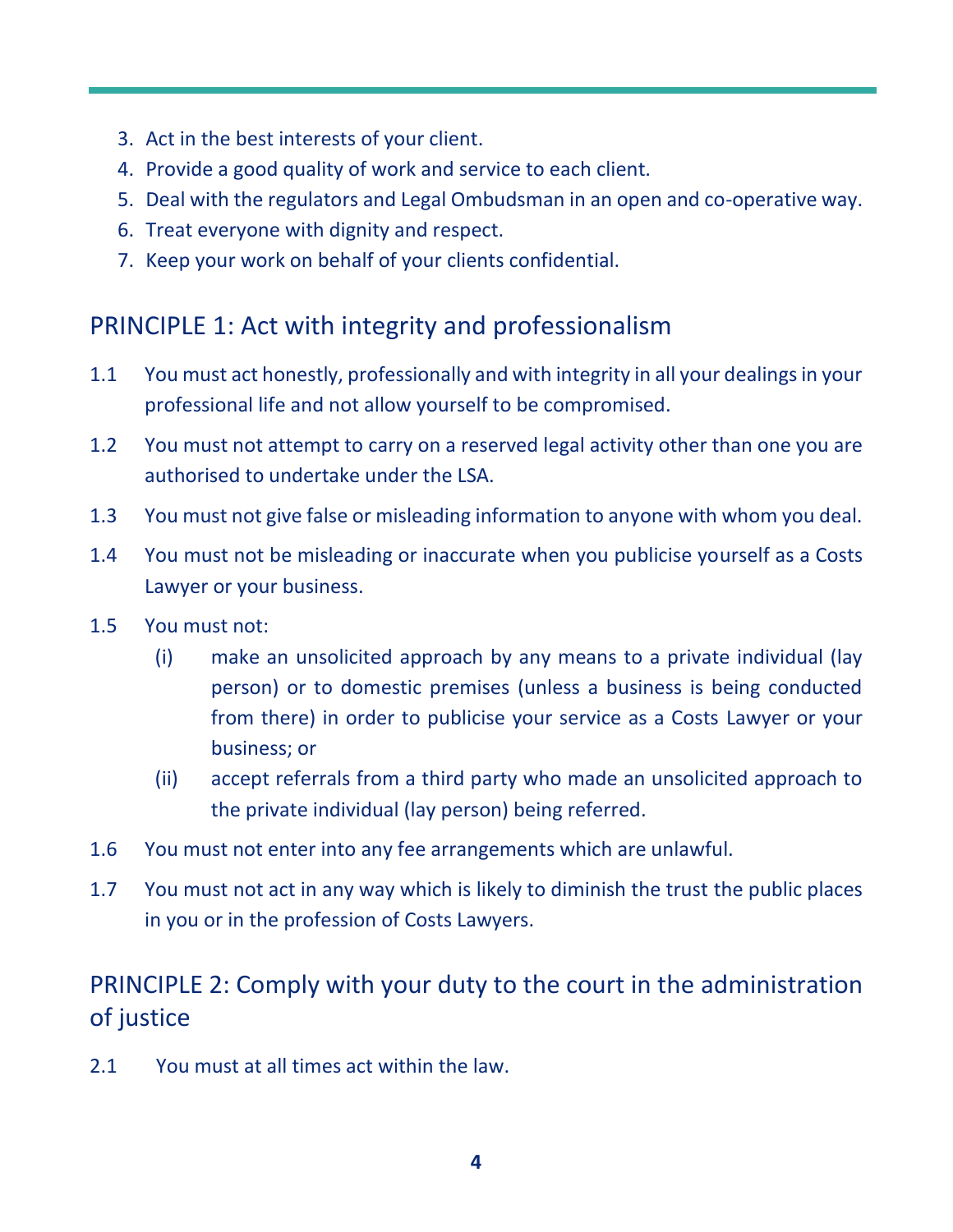3. Act in the best interests of your client.
4. Provide a good quality of work and service to each client.
5. Deal with the regulators and Legal Ombudsman in an open and co-operative way.
6. Treat everyone with dignity and respect.
7. Keep your work on behalf of your clients confidential.

## PRINCIPLE 1: Act with integrity and professionalism

1.1 You must act honestly, professionally and with integrity in all your dealings in your professional life and not allow yourself to be compromised.

1.2 You must not attempt to carry on a reserved legal activity other than one you are authorised to undertake under the LSA.

1.3 You must not give false or misleading information to anyone with whom you deal.

1.4 You must not be misleading or inaccurate when you publicise yourself as a Costs Lawyer or your business.

1.5 You must not:

- (i) make an unsolicited approach by any means to a private individual (lay person) or to domestic premises (unless a business is being conducted from there) in order to publicise your service as a Costs Lawyer or your business; or
- (ii) accept referrals from a third party who made an unsolicited approach to the private individual (lay person) being referred.

1.6 You must not enter into any fee arrangements which are unlawful.

1.7 You must not act in any way which is likely to diminish the trust the public places in you or in the profession of Costs Lawyers.

## PRINCIPLE 2: Comply with your duty to the court in the administration of justice

2.1 You must at all times act within the law.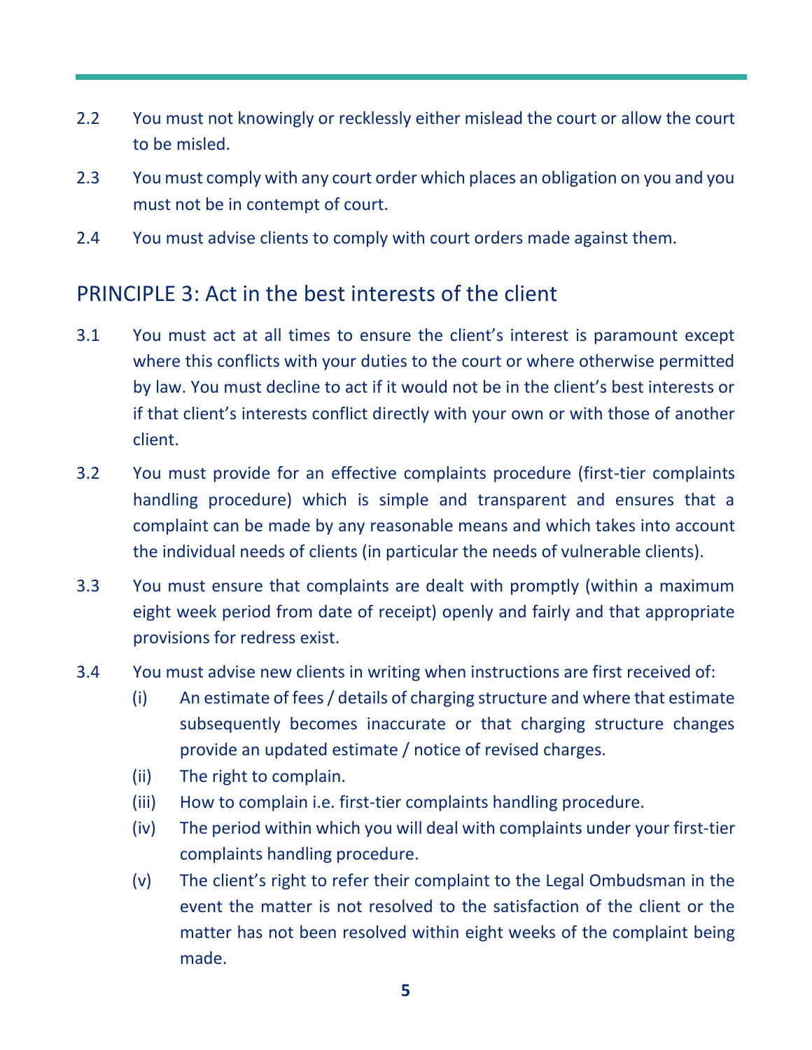2.2 You must not knowingly or recklessly either mislead the court or allow the court to be misled.

2.3 You must comply with any court order which places an obligation on you and you must not be in contempt of court.

2.4 You must advise clients to comply with court orders made against them.

## PRINCIPLE 3: Act in the best interests of the client

3.1 You must act at all times to ensure the client's interest is paramount except where this conflicts with your duties to the court or where otherwise permitted by law. You must decline to act if it would not be in the client's best interests or if that client's interests conflict directly with your own or with those of another client.

3.2 You must provide for an effective complaints procedure (first-tier complaints handling procedure) which is simple and transparent and ensures that a complaint can be made by any reasonable means and which takes into account the individual needs of clients (in particular the needs of vulnerable clients).

3.3 You must ensure that complaints are dealt with promptly (within a maximum eight week period from date of receipt) openly and fairly and that appropriate provisions for redress exist.

3.4 You must advise new clients in writing when instructions are first received of:

- (i) An estimate of fees / details of charging structure and where that estimate subsequently becomes inaccurate or that charging structure changes provide an updated estimate / notice of revised charges.
- (ii) The right to complain.
- (iii) How to complain i.e. first-tier complaints handling procedure.
- (iv) The period within which you will deal with complaints under your first-tier complaints handling procedure.
- (v) The client's right to refer their complaint to the Legal Ombudsman in the event the matter is not resolved to the satisfaction of the client or the matter has not been resolved within eight weeks of the complaint being made.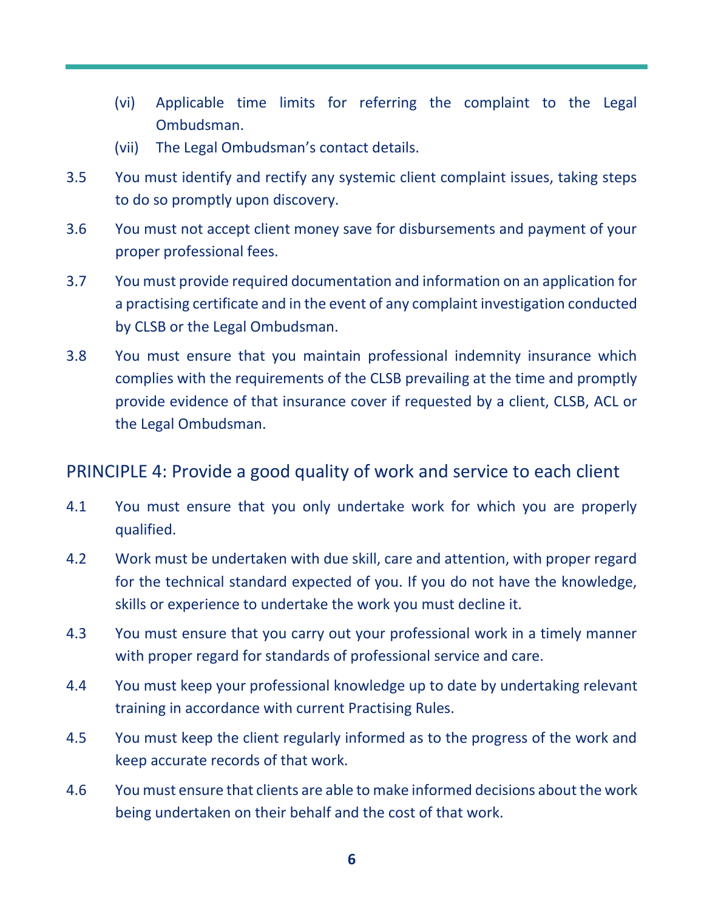(vi) Applicable time limits for referring the complaint to the Legal Ombudsman.

(vii) The Legal Ombudsman's contact details.

3.5 You must identify and rectify any systemic client complaint issues, taking steps to do so promptly upon discovery.

3.6 You must not accept client money save for disbursements and payment of your proper professional fees.

3.7 You must provide required documentation and information on an application for a practising certificate and in the event of any complaint investigation conducted by CLSB or the Legal Ombudsman.

3.8 You must ensure that you maintain professional indemnity insurance which complies with the requirements of the CLSB prevailing at the time and promptly provide evidence of that insurance cover if requested by a client, CLSB, ACL or the Legal Ombudsman.

## PRINCIPLE 4: Provide a good quality of work and service to each client

4.1 You must ensure that you only undertake work for which you are properly qualified.

4.2 Work must be undertaken with due skill, care and attention, with proper regard for the technical standard expected of you. If you do not have the knowledge, skills or experience to undertake the work you must decline it.

4.3 You must ensure that you carry out your professional work in a timely manner with proper regard for standards of professional service and care.

4.4 You must keep your professional knowledge up to date by undertaking relevant training in accordance with current Practising Rules.

4.5 You must keep the client regularly informed as to the progress of the work and keep accurate records of that work.

4.6 You must ensure that clients are able to make informed decisions about the work being undertaken on their behalf and the cost of that work.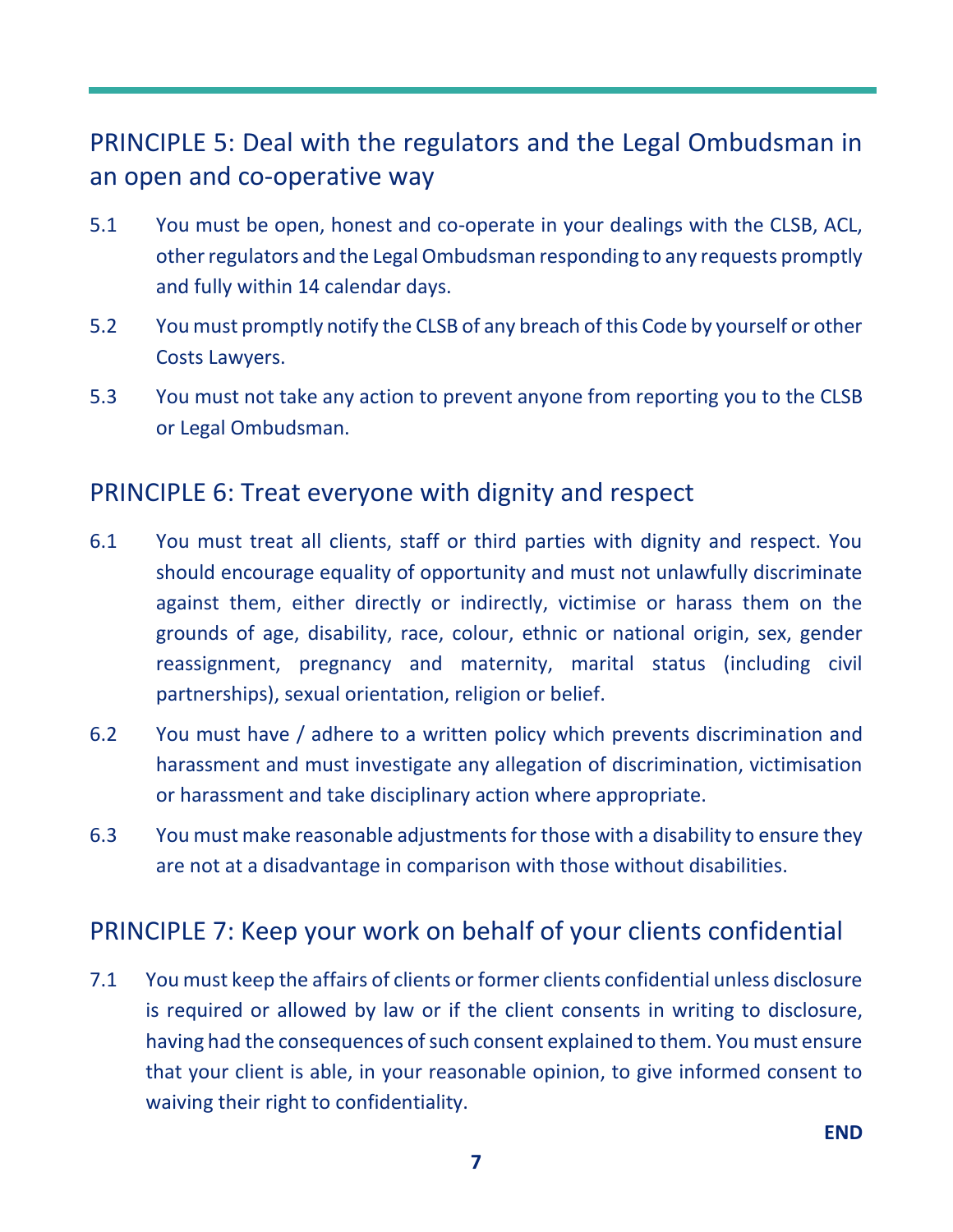## PRINCIPLE 5: Deal with the regulators and the Legal Ombudsman in an open and co-operative way

5.1 You must be open, honest and co-operate in your dealings with the CLSB, ACL, other regulators and the Legal Ombudsman responding to any requests promptly and fully within 14 calendar days.

5.2 You must promptly notify the CLSB of any breach of this Code by yourself or other Costs Lawyers.

5.3 You must not take any action to prevent anyone from reporting you to the CLSB or Legal Ombudsman.

## PRINCIPLE 6: Treat everyone with dignity and respect

6.1 You must treat all clients, staff or third parties with dignity and respect. You should encourage equality of opportunity and must not unlawfully discriminate against them, either directly or indirectly, victimise or harass them on the grounds of age, disability, race, colour, ethnic or national origin, sex, gender reassignment, pregnancy and maternity, marital status (including civil partnerships), sexual orientation, religion or belief.

6.2 You must have / adhere to a written policy which prevents discrimination and harassment and must investigate any allegation of discrimination, victimisation or harassment and take disciplinary action where appropriate.

6.3 You must make reasonable adjustments for those with a disability to ensure they are not at a disadvantage in comparison with those without disabilities.

## PRINCIPLE 7: Keep your work on behalf of your clients confidential

7.1 You must keep the affairs of clients or former clients confidential unless disclosure is required or allowed by law or if the client consents in writing to disclosure, having had the consequences of such consent explained to them. You must ensure that your client is able, in your reasonable opinion, to give informed consent to waiving their right to confidentiality.

**END**